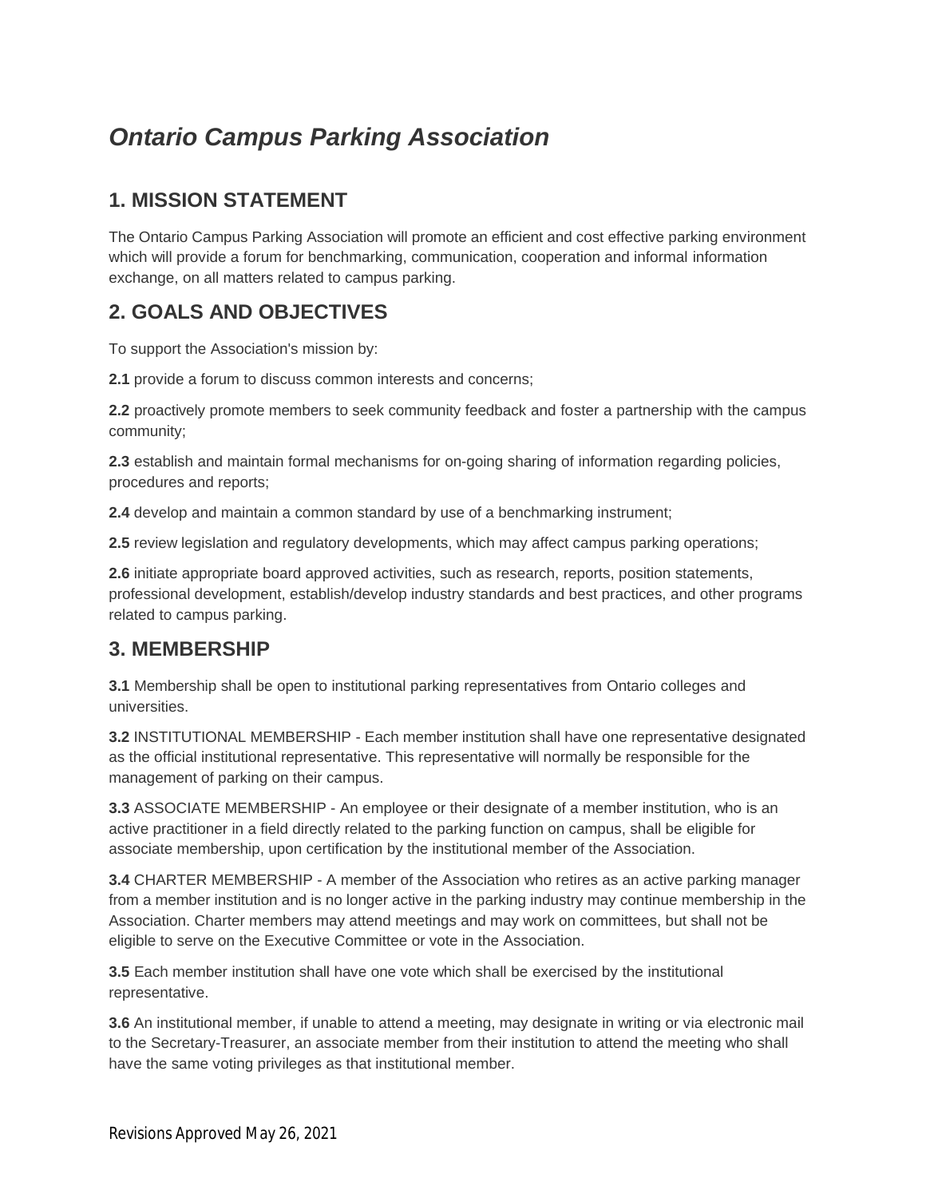# *Ontario Campus Parking Association*

## 1. MISSION STATEMENT

The Ontario Campus Parking Association will promote an efficient and cost effective parking environment which will provide a forum for benchmarking, communication, cooperation and informal information exchange, on all matters related to campus parking.

## 2. GOALS AND OBJECTIVES

To support the Association's mission by:

**2.1** provide a forum to discuss common interests and concerns;

**2.2** proactively promote members to seek community feedback and foster a partnership with the campus community;

**2.3** establish and maintain formal mechanisms for on-going sharing of information regarding policies, procedures and reports;

**2.4** develop and maintain a common standard by use of a benchmarking instrument;

**2.5** review legislation and regulatory developments, which may affect campus parking operations;

**2.6** initiate appropriate board approved activities, such as research, reports, position statements, professional development, establish/develop industry standards and best practices, and other programs related to campus parking.

## 3. MEMBERSHIP

**3.1** Membership shall be open to institutional parking representatives from Ontario colleges and universities.

**3.2** INSTITUTIONAL MEMBERSHIP - Each member institution shall have one representative designated as the official institutional representative. This representative will normally be responsible for the management of parking on their campus.

**3.3** ASSOCIATE MEMBERSHIP - An employee or their designate of a member institution, who is an active practitioner in a field directly related to the parking function on campus, shall be eligible for associate membership, upon certification by the institutional member of the Association.

**3.4** CHARTER MEMBERSHIP - A member of the Association who retires as an active parking manager from a member institution and is no longer active in the parking industry may continue membership in the Association. Charter members may attend meetings and may work on committees, but shall not be eligible to serve on the Executive Committee or vote in the Association.

**3.5** Each member institution shall have one vote which shall be exercised by the institutional representative.

**3.6** An institutional member, if unable to attend a meeting, may designate in writing or via electronic mail to the Secretary-Treasurer, an associate member from their institution to attend the meeting who shall have the same voting privileges as that institutional member.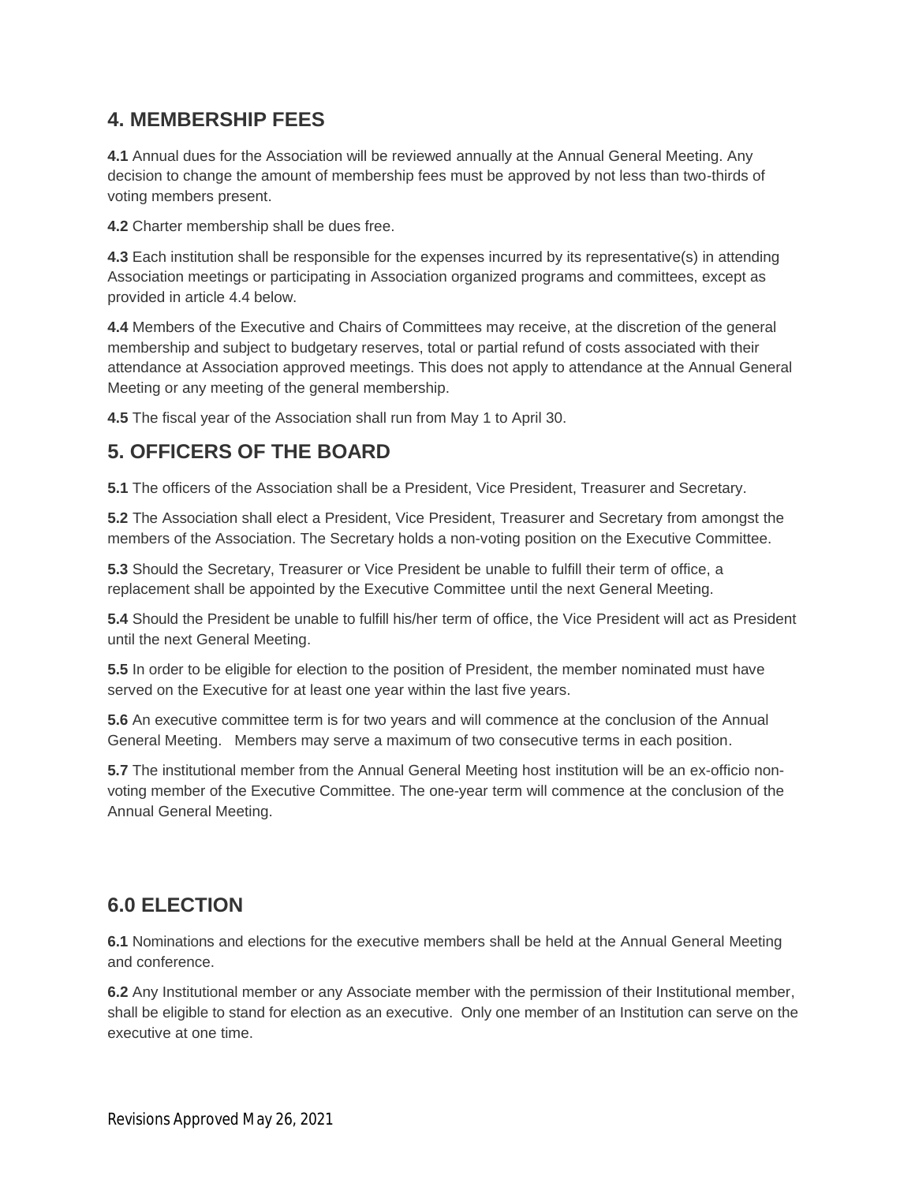## 4. MEMBERSHIP FEES

**4.1** Annual dues for the Association will be reviewed annually at the Annual General Meeting. Any decision to change the amount of membership fees must be approved by not less than two-thirds of voting members present.

**4.2** Charter membership shall be dues free.

**4.3** Each institution shall be responsible for the expenses incurred by its representative(s) in attending Association meetings or participating in Association organized programs and committees, except as provided in article 4.4 below.

**4.4** Members of the Executive and Chairs of Committees may receive, at the discretion of the general membership and subject to budgetary reserves, total or partial refund of costs associated with their attendance at Association approved meetings. This does not apply to attendance at the Annual General Meeting or any meeting of the general membership.

**4.5** The fiscal year of the Association shall run from May 1 to April 30.

## 5. OFFICERS OF THE BOARD

**5.1** The officers of the Association shall be a President, Vice President, Treasurer and Secretary.

**5.2** The Association shall elect a President, Vice President, Treasurer and Secretary from amongst the members of the Association. The Secretary holds a non-voting position on the Executive Committee.

**5.3** Should the Secretary, Treasurer or Vice President be unable to fulfill their term of office, a replacement shall be appointed by the Executive Committee until the next General Meeting.

**5.4** Should the President be unable to fulfill his/her term of office, the Vice President will act as President until the next General Meeting.

**5.5** In order to be eligible for election to the position of President, the member nominated must have served on the Executive for at least one year within the last five years.

**5.6** An executive committee term is for two years and will commence at the conclusion of the Annual General Meeting. Members may serve a maximum of two consecutive terms in each position.

**5.7** The institutional member from the Annual General Meeting host institution will be an ex-officio non-voting member of the Executive Committee. The one-year term will commence at the conclusion of the Annual General Meeting.

## 6.0 ELECTION

**6.1** Nominations and elections for the executive members shall be held at the Annual General Meeting and conference.

**6.2** Any Institutional member or any Associate member with the permission of their Institutional member, shall be eligible to stand for election as an executive. Only one member of an Institution can serve on the executive at one time.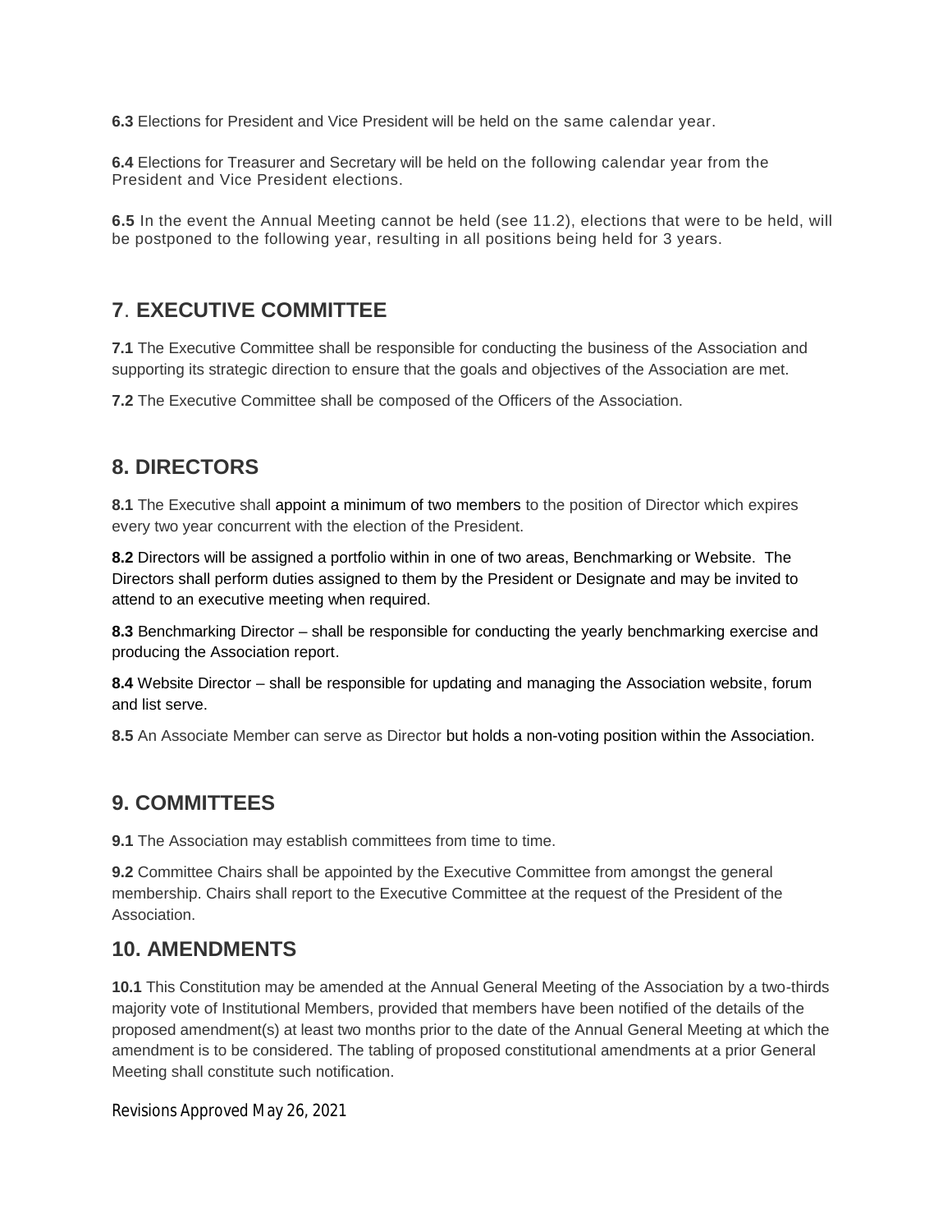**6.3** Elections for President and Vice President will be held on the same calendar year.

**6.4** Elections for Treasurer and Secretary will be held on the following calendar year from the President and Vice President elections.

**6.5** In the event the Annual Meeting cannot be held (see 11.2), elections that were to be held, will be postponed to the following year, resulting in all positions being held for 3 years.

## 7. EXECUTIVE COMMITTEE

**7.1** The Executive Committee shall be responsible for conducting the business of the Association and supporting its strategic direction to ensure that the goals and objectives of the Association are met.

**7.2** The Executive Committee shall be composed of the Officers of the Association.

## 8. DIRECTORS

**8.1** The Executive shall appoint a minimum of two members to the position of Director which expires every two year concurrent with the election of the President.

**8.2** Directors will be assigned a portfolio within in one of two areas, Benchmarking or Website. The Directors shall perform duties assigned to them by the President or Designate and may be invited to attend to an executive meeting when required.

**8.3** Benchmarking Director – shall be responsible for conducting the yearly benchmarking exercise and producing the Association report.

**8.4** Website Director – shall be responsible for updating and managing the Association website, forum and list serve.

**8.5** An Associate Member can serve as Director but holds a non-voting position within the Association.

## 9. COMMITTEES

**9.1** The Association may establish committees from time to time.

**9.2** Committee Chairs shall be appointed by the Executive Committee from amongst the general membership. Chairs shall report to the Executive Committee at the request of the President of the Association.

## 10. AMENDMENTS

**10.1** This Constitution may be amended at the Annual General Meeting of the Association by a two-thirds majority vote of Institutional Members, provided that members have been notified of the details of the proposed amendment(s) at least two months prior to the date of the Annual General Meeting at which the amendment is to be considered. The tabling of proposed constitutional amendments at a prior General Meeting shall constitute such notification.

Revisions Approved May 26, 2021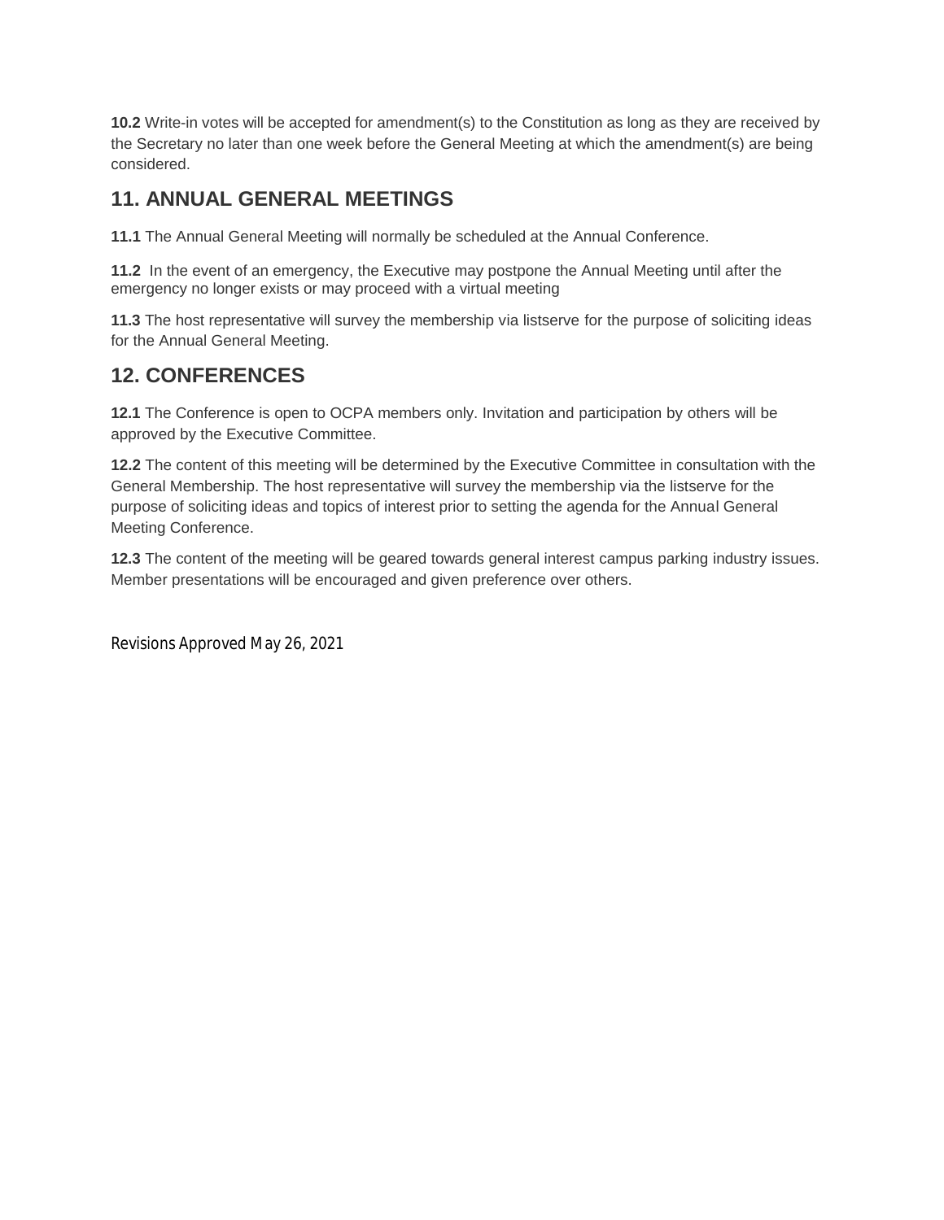**10.2** Write-in votes will be accepted for amendment(s) to the Constitution as long as they are received by the Secretary no later than one week before the General Meeting at which the amendment(s) are being considered.

## 11. ANNUAL GENERAL MEETINGS

**11.1** The Annual General Meeting will normally be scheduled at the Annual Conference.

**11.2** In the event of an emergency, the Executive may postpone the Annual Meeting until after the emergency no longer exists or may proceed with a virtual meeting

**11.3** The host representative will survey the membership via listserve for the purpose of soliciting ideas for the Annual General Meeting.

## 12. CONFERENCES

**12.1** The Conference is open to OCPA members only. Invitation and participation by others will be approved by the Executive Committee.

**12.2** The content of this meeting will be determined by the Executive Committee in consultation with the General Membership. The host representative will survey the membership via the listserve for the purpose of soliciting ideas and topics of interest prior to setting the agenda for the Annual General Meeting Conference.

**12.3** The content of the meeting will be geared towards general interest campus parking industry issues. Member presentations will be encouraged and given preference over others.

Revisions Approved May 26, 2021